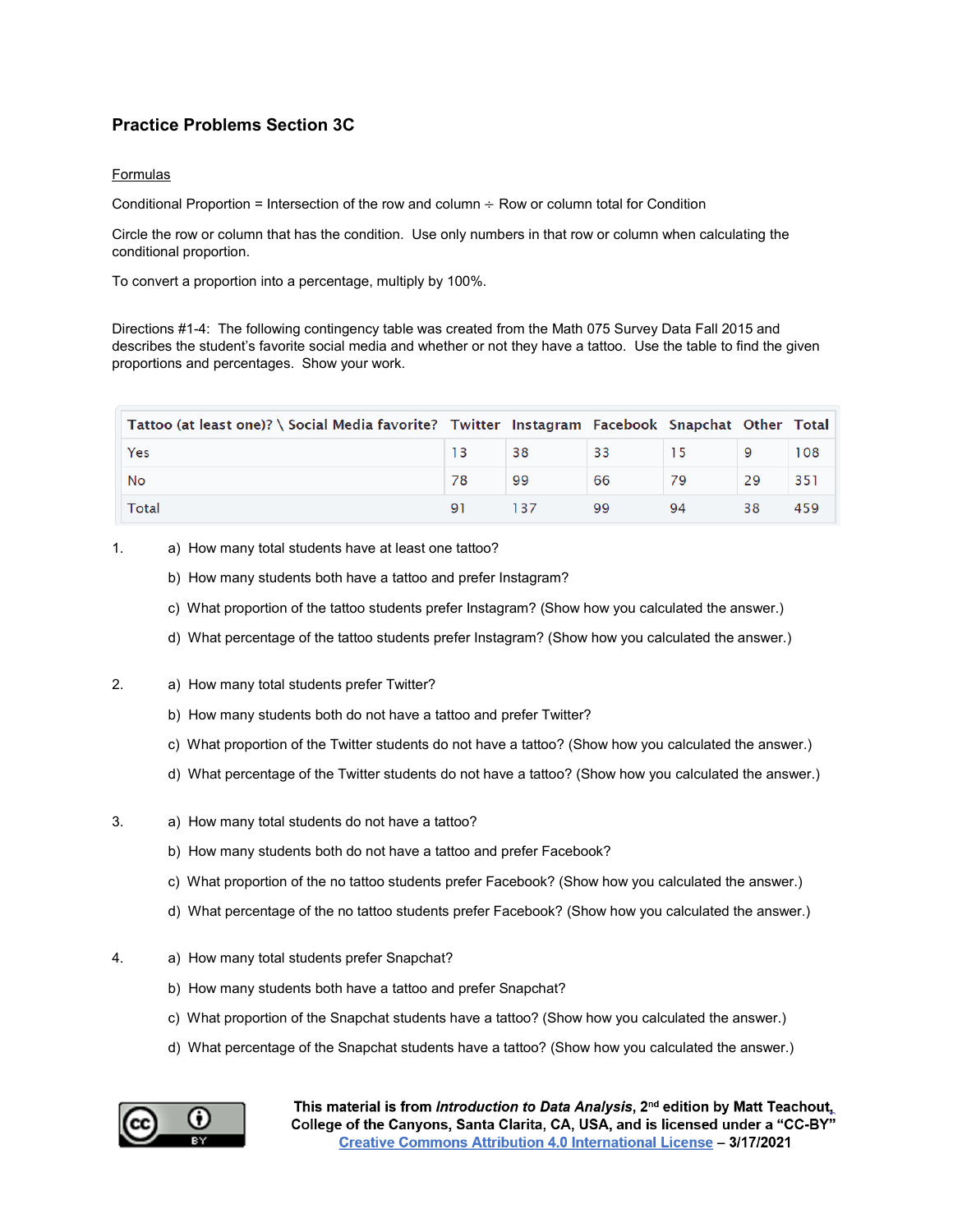# Practice Problems Section 3C

<u>Formulas</u>

Conditional Proportion = Intersection of the row and column ÷ Row or column total for Condition

Circle the row or column that has the condition. Use only numbers in that row or column when calculating the conditional proportion.

To convert a proportion into a percentage, multiply by 100%.

Directions #1-4: The following contingency table was created from the Math 075 Survey Data Fall 2015 and describes the student's favorite social media and whether or not they have a tattoo. Use the table to find the given proportions and percentages. Show your work.

| Tattoo (at least one)? \ Social Media favorite? | Twitter | Instagram | Facebook | Snapchat | Other | Total |
|---|---|---|---|---|---|---|
| Yes | 13 | 38 | 33 | 15 | 9 | 108 |
| No | 78 | 99 | 66 | 79 | 29 | 351 |
| Total | 91 | 137 | 99 | 94 | 38 | 459 |

1. a) How many total students have at least one tattoo?

   b) How many students both have a tattoo and prefer Instagram?

   c) What proportion of the tattoo students prefer Instagram? (Show how you calculated the answer.)

   d) What percentage of the tattoo students prefer Instagram? (Show how you calculated the answer.)

2. a) How many total students prefer Twitter?

   b) How many students both do not have a tattoo and prefer Twitter?

   c) What proportion of the Twitter students do not have a tattoo? (Show how you calculated the answer.)

   d) What percentage of the Twitter students do not have a tattoo? (Show how you calculated the answer.)

3. a) How many total students do not have a tattoo?

   b) How many students both do not have a tattoo and prefer Facebook?

   c) What proportion of the no tattoo students prefer Facebook? (Show how you calculated the answer.)

   d) What percentage of the no tattoo students prefer Facebook? (Show how you calculated the answer.)

4. a) How many total students prefer Snapchat?

   b) How many students both have a tattoo and prefer Snapchat?

   c) What proportion of the Snapchat students have a tattoo? (Show how you calculated the answer.)

   d) What percentage of the Snapchat students have a tattoo? (Show how you calculated the answer.)

**This material is from *Introduction to Data Analysis*, 2nd edition by Matt Teachout, College of the Canyons, Santa Clarita, CA, USA, and is licensed under a "CC-BY" [Creative Commons Attribution 4.0 International License](https://creativecommons.org/licenses/by/4.0/) – 3/17/2021**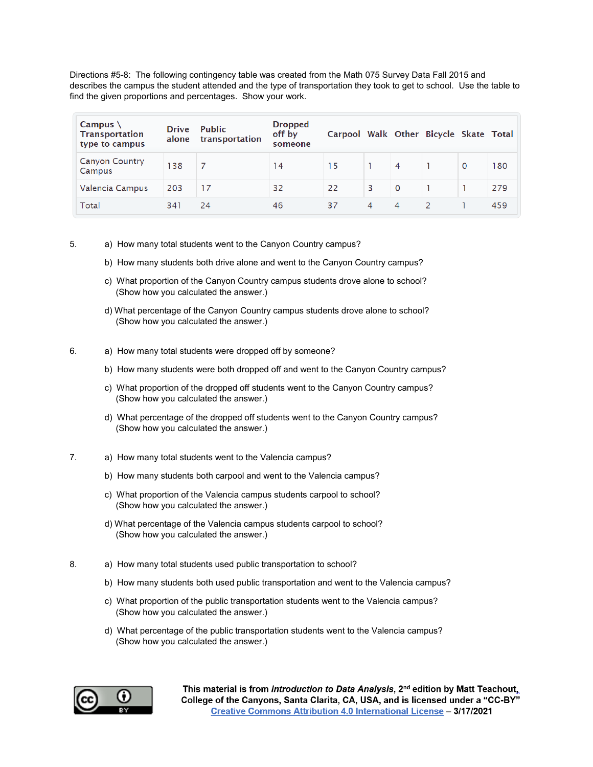Directions #5-8: The following contingency table was created from the Math 075 Survey Data Fall 2015 and describes the campus the student attended and the type of transportation they took to get to school. Use the table to find the given proportions and percentages. Show your work.

| Campus \ Transportation type to campus | Drive alone | Public transportation | Dropped off by someone | Carpool | Walk | Other | Bicycle | Skate | Total |
|---|---|---|---|---|---|---|---|---|---|
| Canyon Country Campus | 138 | 7 | 14 | 15 | 1 | 4 | 1 | 0 | 180 |
| Valencia Campus | 203 | 17 | 32 | 22 | 3 | 0 | 1 | 1 | 279 |
| Total | 341 | 24 | 46 | 37 | 4 | 4 | 2 | 1 | 459 |

5. a) How many total students went to the Canyon Country campus?

   b) How many students both drive alone and went to the Canyon Country campus?

   c) What proportion of the Canyon Country campus students drove alone to school? (Show how you calculated the answer.)

   d) What percentage of the Canyon Country campus students drove alone to school? (Show how you calculated the answer.)

6. a) How many total students were dropped off by someone?

   b) How many students were both dropped off and went to the Canyon Country campus?

   c) What proportion of the dropped off students went to the Canyon Country campus? (Show how you calculated the answer.)

   d) What percentage of the dropped off students went to the Canyon Country campus? (Show how you calculated the answer.)

7. a) How many total students went to the Valencia campus?

   b) How many students both carpool and went to the Valencia campus?

   c) What proportion of the Valencia campus students carpool to school? (Show how you calculated the answer.)

   d) What percentage of the Valencia campus students carpool to school? (Show how you calculated the answer.)

8. a) How many total students used public transportation to school?

   b) How many students both used public transportation and went to the Valencia campus?

   c) What proportion of the public transportation students went to the Valencia campus? (Show how you calculated the answer.)

   d) What percentage of the public transportation students went to the Valencia campus? (Show how you calculated the answer.)

**This material is from *Introduction to Data Analysis*, 2nd edition by Matt Teachout, College of the Canyons, Santa Clarita, CA, USA, and is licensed under a "CC-BY" Creative Commons Attribution 4.0 International License – 3/17/2021**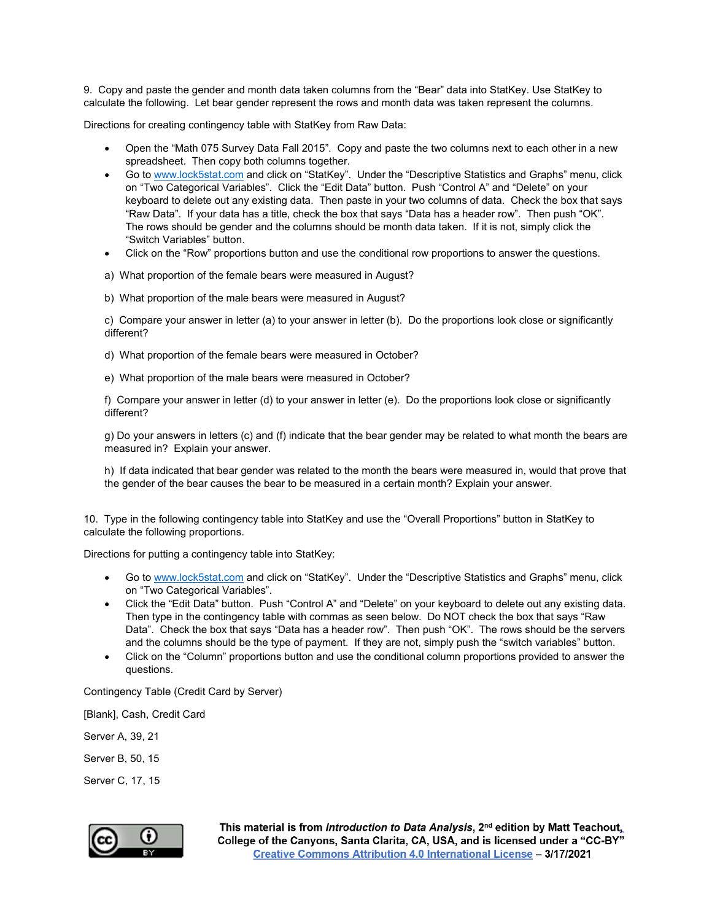9. Copy and paste the gender and month data taken columns from the "Bear" data into StatKey. Use StatKey to calculate the following. Let bear gender represent the rows and month data was taken represent the columns.

Directions for creating contingency table with StatKey from Raw Data:

- Open the "Math 075 Survey Data Fall 2015". Copy and paste the two columns next to each other in a new spreadsheet. Then copy both columns together.
- Go to www.lock5stat.com and click on "StatKey". Under the "Descriptive Statistics and Graphs" menu, click on "Two Categorical Variables". Click the "Edit Data" button. Push "Control A" and "Delete" on your keyboard to delete out any existing data. Then paste in your two columns of data. Check the box that says "Raw Data". If your data has a title, check the box that says "Data has a header row". Then push "OK". The rows should be gender and the columns should be month data taken. If it is not, simply click the "Switch Variables" button.
- Click on the "Row" proportions button and use the conditional row proportions to answer the questions.

a) What proportion of the female bears were measured in August?

b) What proportion of the male bears were measured in August?

c) Compare your answer in letter (a) to your answer in letter (b). Do the proportions look close or significantly different?

d) What proportion of the female bears were measured in October?

e) What proportion of the male bears were measured in October?

f) Compare your answer in letter (d) to your answer in letter (e). Do the proportions look close or significantly different?

g) Do your answers in letters (c) and (f) indicate that the bear gender may be related to what month the bears are measured in? Explain your answer.

h) If data indicated that bear gender was related to the month the bears were measured in, would that prove that the gender of the bear causes the bear to be measured in a certain month? Explain your answer.

10. Type in the following contingency table into StatKey and use the "Overall Proportions" button in StatKey to calculate the following proportions.

Directions for putting a contingency table into StatKey:

- Go to www.lock5stat.com and click on "StatKey". Under the "Descriptive Statistics and Graphs" menu, click on "Two Categorical Variables".
- Click the "Edit Data" button. Push "Control A" and "Delete" on your keyboard to delete out any existing data. Then type in the contingency table with commas as seen below. Do NOT check the box that says "Raw Data". Check the box that says "Data has a header row". Then push "OK". The rows should be the servers and the columns should be the type of payment. If they are not, simply push the "switch variables" button.
- Click on the "Column" proportions button and use the conditional column proportions provided to answer the questions.

Contingency Table (Credit Card by Server)

[Blank], Cash, Credit Card

Server A, 39, 21

Server B, 50, 15

Server C, 17, 15

**This material is from *Introduction to Data Analysis*, 2nd edition by Matt Teachout, College of the Canyons, Santa Clarita, CA, USA, and is licensed under a "CC-BY" Creative Commons Attribution 4.0 International License – 3/17/2021**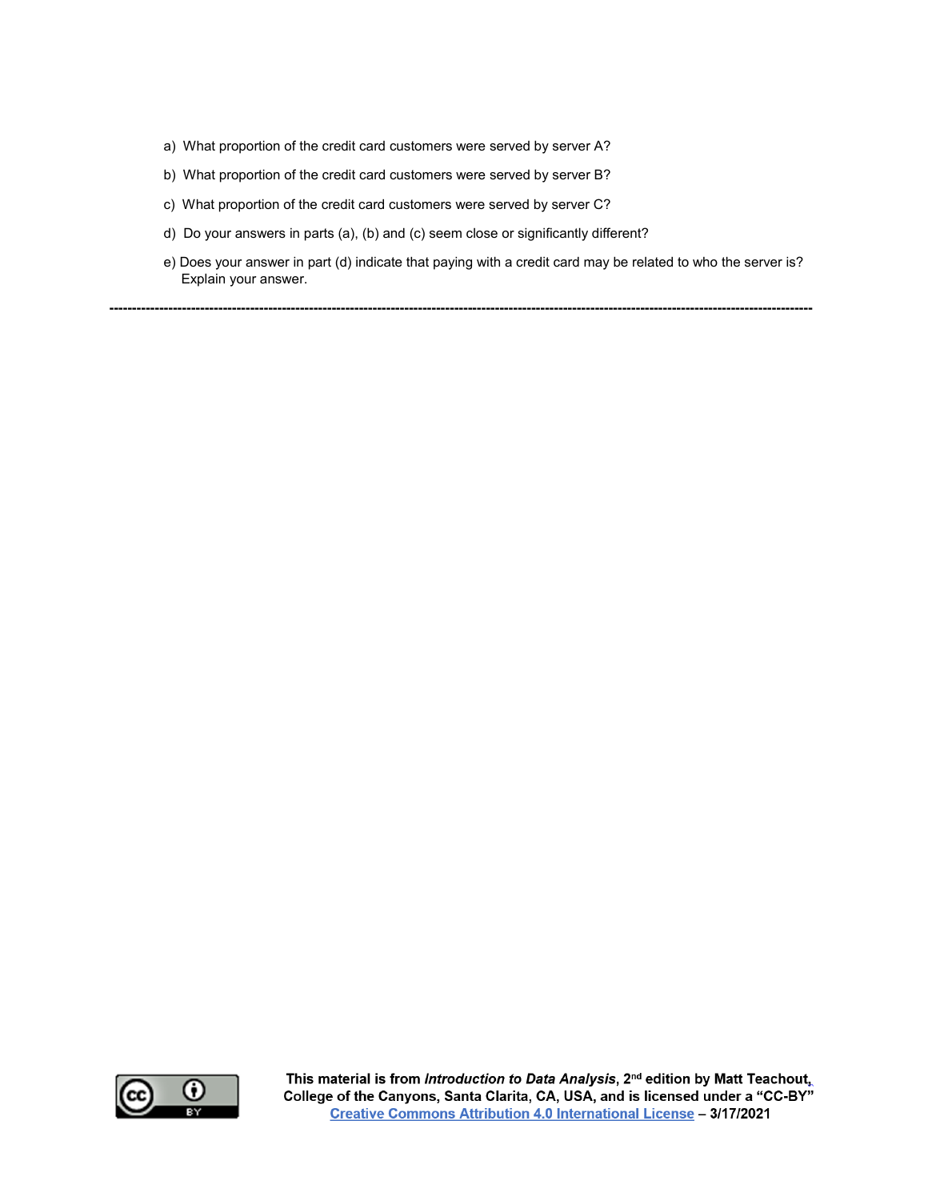a) What proportion of the credit card customers were served by server A?

b) What proportion of the credit card customers were served by server B?

c) What proportion of the credit card customers were served by server C?

d) Do your answers in parts (a), (b) and (c) seem close or significantly different?

e) Does your answer in part (d) indicate that paying with a credit card may be related to who the server is? Explain your answer.

---

**This material is from *Introduction to Data Analysis*, 2nd edition by Matt Teachout, College of the Canyons, Santa Clarita, CA, USA, and is licensed under a "CC-BY" Creative Commons Attribution 4.0 International License – 3/17/2021**